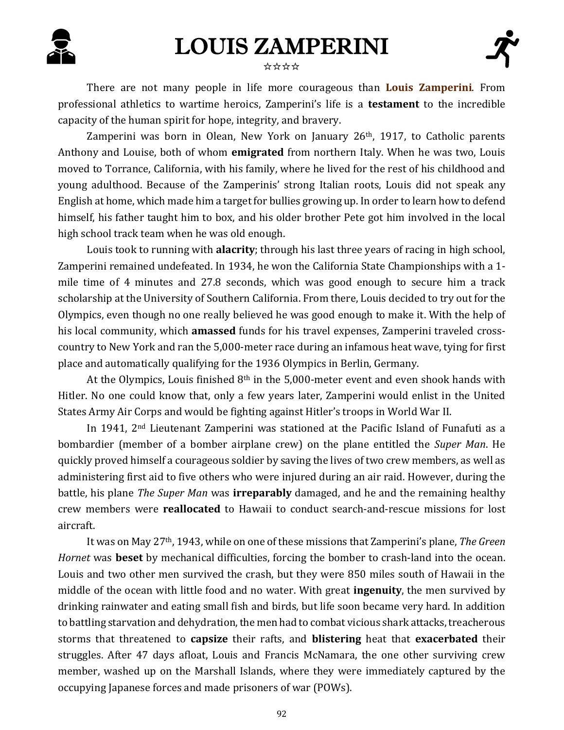# LOUIS ZAMPERINI

☆☆☆☆

There are not many people in life more courageous than **Louis Zamperini**. From professional athletics to wartime heroics, Zamperini's life is a **testament** to the incredible capacity of the human spirit for hope, integrity, and bravery.

Zamperini was born in Olean, New York on January 26th, 1917, to Catholic parents Anthony and Louise, both of whom **emigrated** from northern Italy. When he was two, Louis moved to Torrance, California, with his family, where he lived for the rest of his childhood and young adulthood. Because of the Zamperinis' strong Italian roots, Louis did not speak any English at home, which made him a target for bullies growing up. In order to learn how to defend himself, his father taught him to box, and his older brother Pete got him involved in the local high school track team when he was old enough.

Louis took to running with **alacrity**; through his last three years of racing in high school, Zamperini remained undefeated. In 1934, he won the California State Championships with a 1-mile time of 4 minutes and 27.8 seconds, which was good enough to secure him a track scholarship at the University of Southern California. From there, Louis decided to try out for the Olympics, even though no one really believed he was good enough to make it. With the help of his local community, which **amassed** funds for his travel expenses, Zamperini traveled cross-country to New York and ran the 5,000-meter race during an infamous heat wave, tying for first place and automatically qualifying for the 1936 Olympics in Berlin, Germany.

At the Olympics, Louis finished 8th in the 5,000-meter event and even shook hands with Hitler. No one could know that, only a few years later, Zamperini would enlist in the United States Army Air Corps and would be fighting against Hitler's troops in World War II.

In 1941, 2nd Lieutenant Zamperini was stationed at the Pacific Island of Funafuti as a bombardier (member of a bomber airplane crew) on the plane entitled the *Super Man*. He quickly proved himself a courageous soldier by saving the lives of two crew members, as well as administering first aid to five others who were injured during an air raid. However, during the battle, his plane *The Super Man* was **irreparably** damaged, and he and the remaining healthy crew members were **reallocated** to Hawaii to conduct search-and-rescue missions for lost aircraft.

It was on May 27th, 1943, while on one of these missions that Zamperini's plane, *The Green Hornet* was **beset** by mechanical difficulties, forcing the bomber to crash-land into the ocean. Louis and two other men survived the crash, but they were 850 miles south of Hawaii in the middle of the ocean with little food and no water. With great **ingenuity**, the men survived by drinking rainwater and eating small fish and birds, but life soon became very hard. In addition to battling starvation and dehydration, the men had to combat vicious shark attacks, treacherous storms that threatened to **capsize** their rafts, and **blistering** heat that **exacerbated** their struggles. After 47 days afloat, Louis and Francis McNamara, the one other surviving crew member, washed up on the Marshall Islands, where they were immediately captured by the occupying Japanese forces and made prisoners of war (POWs).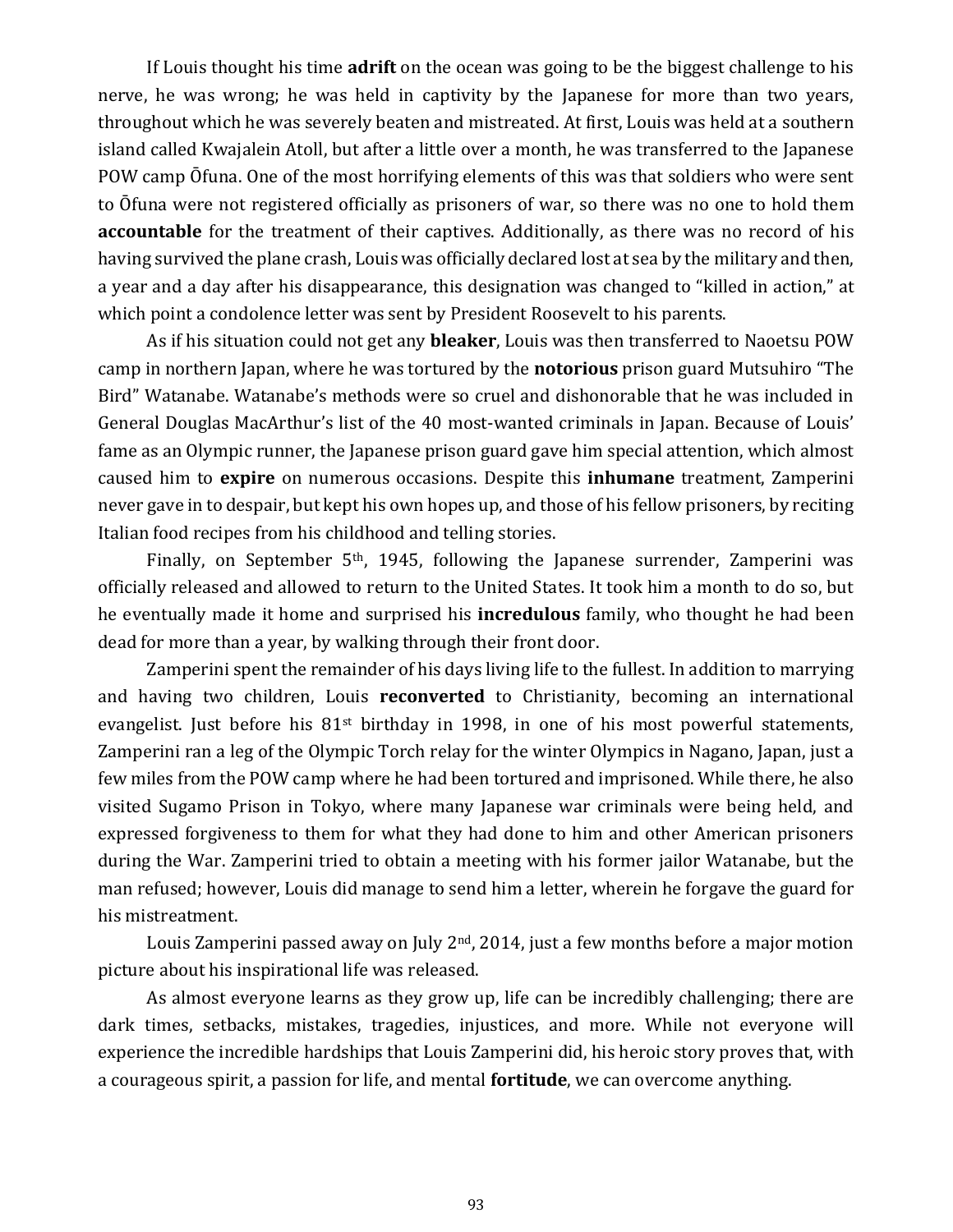If Louis thought his time **adrift** on the ocean was going to be the biggest challenge to his nerve, he was wrong; he was held in captivity by the Japanese for more than two years, throughout which he was severely beaten and mistreated. At first, Louis was held at a southern island called Kwajalein Atoll, but after a little over a month, he was transferred to the Japanese POW camp Ōfuna. One of the most horrifying elements of this was that soldiers who were sent to Ōfuna were not registered officially as prisoners of war, so there was no one to hold them **accountable** for the treatment of their captives. Additionally, as there was no record of his having survived the plane crash, Louis was officially declared lost at sea by the military and then, a year and a day after his disappearance, this designation was changed to "killed in action," at which point a condolence letter was sent by President Roosevelt to his parents.

As if his situation could not get any **bleaker**, Louis was then transferred to Naoetsu POW camp in northern Japan, where he was tortured by the **notorious** prison guard Mutsuhiro "The Bird" Watanabe. Watanabe's methods were so cruel and dishonorable that he was included in General Douglas MacArthur's list of the 40 most-wanted criminals in Japan. Because of Louis' fame as an Olympic runner, the Japanese prison guard gave him special attention, which almost caused him to **expire** on numerous occasions. Despite this **inhumane** treatment, Zamperini never gave in to despair, but kept his own hopes up, and those of his fellow prisoners, by reciting Italian food recipes from his childhood and telling stories.

Finally, on September 5th, 1945, following the Japanese surrender, Zamperini was officially released and allowed to return to the United States. It took him a month to do so, but he eventually made it home and surprised his **incredulous** family, who thought he had been dead for more than a year, by walking through their front door.

Zamperini spent the remainder of his days living life to the fullest. In addition to marrying and having two children, Louis **reconverted** to Christianity, becoming an international evangelist. Just before his 81st birthday in 1998, in one of his most powerful statements, Zamperini ran a leg of the Olympic Torch relay for the winter Olympics in Nagano, Japan, just a few miles from the POW camp where he had been tortured and imprisoned. While there, he also visited Sugamo Prison in Tokyo, where many Japanese war criminals were being held, and expressed forgiveness to them for what they had done to him and other American prisoners during the War. Zamperini tried to obtain a meeting with his former jailor Watanabe, but the man refused; however, Louis did manage to send him a letter, wherein he forgave the guard for his mistreatment.

Louis Zamperini passed away on July 2nd, 2014, just a few months before a major motion picture about his inspirational life was released.

As almost everyone learns as they grow up, life can be incredibly challenging; there are dark times, setbacks, mistakes, tragedies, injustices, and more. While not everyone will experience the incredible hardships that Louis Zamperini did, his heroic story proves that, with a courageous spirit, a passion for life, and mental **fortitude**, we can overcome anything.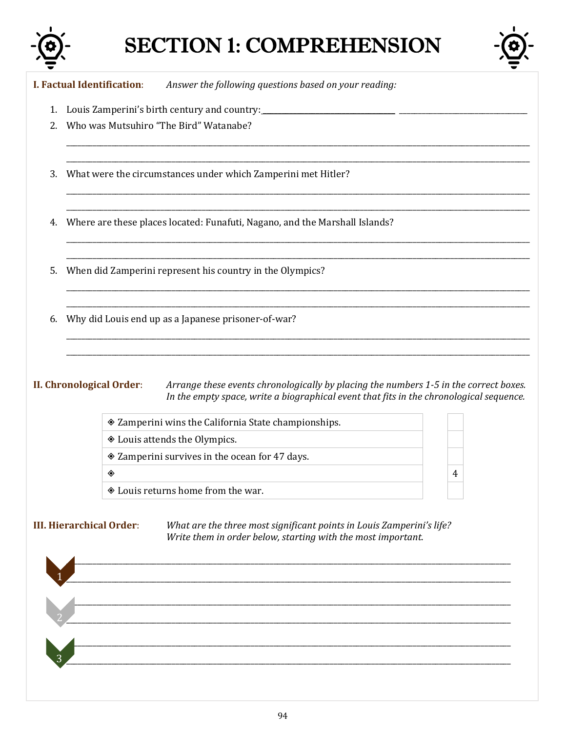# SECTION 1: COMPREHENSION

**I. Factual Identification**: *Answer the following questions based on your reading:*

1. Louis Zamperini's birth century and country: ______________________ ______________________
2. Who was Mutsuhiro "The Bird" Watanabe?

   ______________________________________________________________________

   ______________________________________________________________________

3. What were the circumstances under which Zamperini met Hitler?

   ______________________________________________________________________

   ______________________________________________________________________

4. Where are these places located: Funafuti, Nagano, and the Marshall Islands?

   ______________________________________________________________________

   ______________________________________________________________________

5. When did Zamperini represent his country in the Olympics?

   ______________________________________________________________________

   ______________________________________________________________________

6. Why did Louis end up as a Japanese prisoner-of-war?

   ______________________________________________________________________

   ______________________________________________________________________

**II. Chronological Order**: *Arrange these events chronologically by placing the numbers 1-5 in the correct boxes. In the empty space, write a biographical event that fits in the chronological sequence.*

| Event | Order |
|---|---|
| ◈ Zamperini wins the California State championships. | |
| ◈ Louis attends the Olympics. | |
| ◈ Zamperini survives in the ocean for 47 days. | |
| ◈ | 4 |
| ◈ Louis returns home from the war. | |

**III. Hierarchical Order**: *What are the three most significant points in Louis Zamperini's life? Write them in order below, starting with the most important.*

1. ______________________________________________________________________

   ______________________________________________________________________

2. ______________________________________________________________________

   ______________________________________________________________________

3. ______________________________________________________________________

   ______________________________________________________________________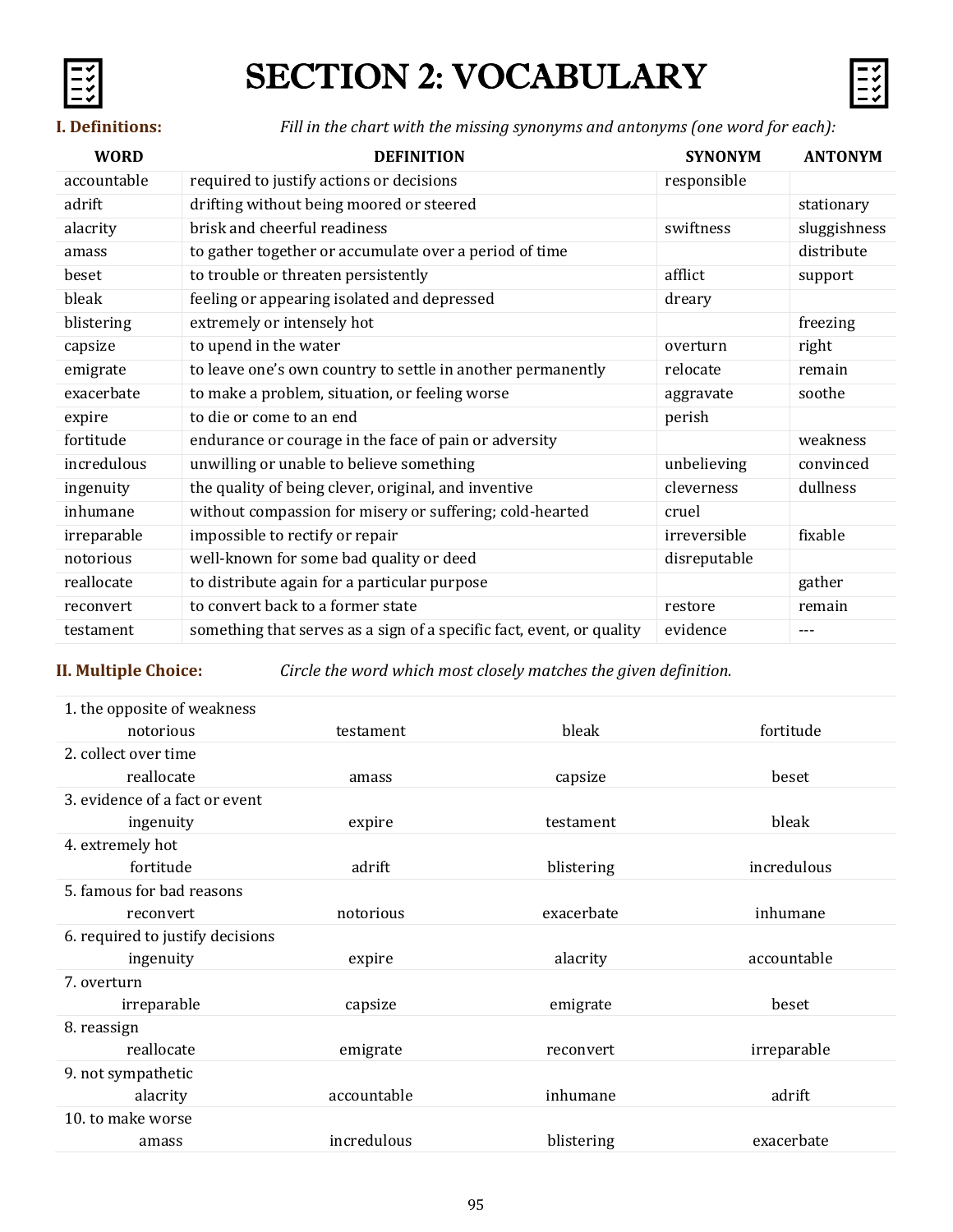# SECTION 2: VOCABULARY

**I. Definitions:** *Fill in the chart with the missing synonyms and antonyms (one word for each):*

| WORD | DEFINITION | SYNONYM | ANTONYM |
|---|---|---|---|
| accountable | required to justify actions or decisions | responsible | |
| adrift | drifting without being moored or steered | | stationary |
| alacrity | brisk and cheerful readiness | swiftness | sluggishness |
| amass | to gather together or accumulate over a period of time | | distribute |
| beset | to trouble or threaten persistently | afflict | support |
| bleak | feeling or appearing isolated and depressed | dreary | |
| blistering | extremely or intensely hot | | freezing |
| capsize | to upend in the water | overturn | right |
| emigrate | to leave one's own country to settle in another permanently | relocate | remain |
| exacerbate | to make a problem, situation, or feeling worse | aggravate | soothe |
| expire | to die or come to an end | perish | |
| fortitude | endurance or courage in the face of pain or adversity | | weakness |
| incredulous | unwilling or unable to believe something | unbelieving | convinced |
| ingenuity | the quality of being clever, original, and inventive | cleverness | dullness |
| inhumane | without compassion for misery or suffering; cold-hearted | cruel | |
| irreparable | impossible to rectify or repair | irreversible | fixable |
| notorious | well-known for some bad quality or deed | disreputable | |
| reallocate | to distribute again for a particular purpose | | gather |
| reconvert | to convert back to a former state | restore | remain |
| testament | something that serves as a sign of a specific fact, event, or quality | evidence | --- |

**II. Multiple Choice:** *Circle the word which most closely matches the given definition.*

1. the opposite of weakness
   notorious | testament | bleak | fortitude
2. collect over time
   reallocate | amass | capsize | beset
3. evidence of a fact or event
   ingenuity | expire | testament | bleak
4. extremely hot
   fortitude | adrift | blistering | incredulous
5. famous for bad reasons
   reconvert | notorious | exacerbate | inhumane
6. required to justify decisions
   ingenuity | expire | alacrity | accountable
7. overturn
   irreparable | capsize | emigrate | beset
8. reassign
   reallocate | emigrate | reconvert | irreparable
9. not sympathetic
   alacrity | accountable | inhumane | adrift
10. to make worse
   amass | incredulous | blistering | exacerbate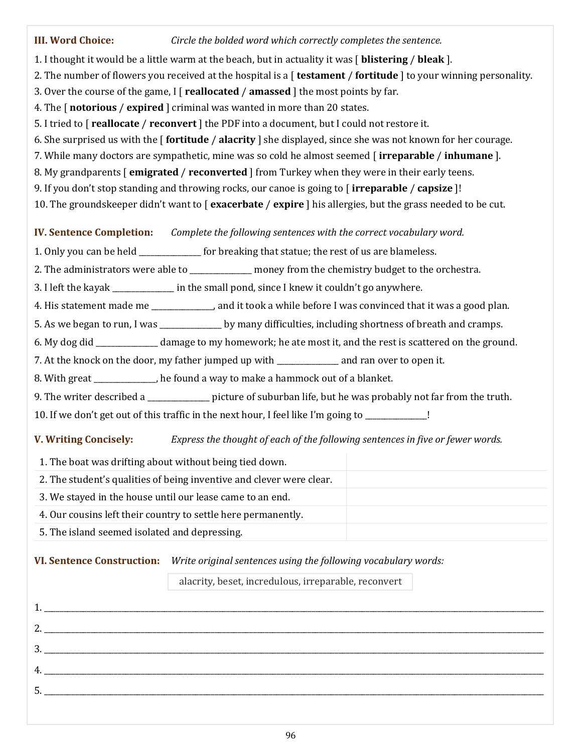### III. Word Choice: *Circle the bolded word which correctly completes the sentence.*

1. I thought it would be a little warm at the beach, but in actuality it was [ **blistering** / **bleak** ].
2. The number of flowers you received at the hospital is a [ **testament** / **fortitude** ] to your winning personality.
3. Over the course of the game, I [ **reallocated** / **amassed** ] the most points by far.
4. The [ **notorious** / **expired** ] criminal was wanted in more than 20 states.
5. I tried to [ **reallocate** / **reconvert** ] the PDF into a document, but I could not restore it.
6. She surprised us with the [ **fortitude** / **alacrity** ] she displayed, since she was not known for her courage.
7. While many doctors are sympathetic, mine was so cold he almost seemed [ **irreparable** / **inhumane** ].
8. My grandparents [ **emigrated** / **reconverted** ] from Turkey when they were in their early teens.
9. If you don't stop standing and throwing rocks, our canoe is going to [ **irreparable** / **capsize** ]!
10. The groundskeeper didn't want to [ **exacerbate** / **expire** ] his allergies, but the grass needed to be cut.

### IV. Sentence Completion: *Complete the following sentences with the correct vocabulary word.*

1. Only you can be held _______________ for breaking that statue; the rest of us are blameless.
2. The administrators were able to _______________ money from the chemistry budget to the orchestra.
3. I left the kayak _______________ in the small pond, since I knew it couldn't go anywhere.
4. His statement made me _______________, and it took a while before I was convinced that it was a good plan.
5. As we began to run, I was _______________ by many difficulties, including shortness of breath and cramps.
6. My dog did _______________ damage to my homework; he ate most it, and the rest is scattered on the ground.
7. At the knock on the door, my father jumped up with _______________ and ran over to open it.
8. With great _______________, he found a way to make a hammock out of a blanket.
9. The writer described a _______________ picture of suburban life, but he was probably not far from the truth.
10. If we don't get out of this traffic in the next hour, I feel like I'm going to _______________!

### V. Writing Concisely: *Express the thought of each of the following sentences in five or fewer words.*

| | |
|---|---|
| 1. The boat was drifting about without being tied down. | |
| 2. The student's qualities of being inventive and clever were clear. | |
| 3. We stayed in the house until our lease came to an end. | |
| 4. Our cousins left their country to settle here permanently. | |
| 5. The island seemed isolated and depressing. | |

### VI. Sentence Construction: *Write original sentences using the following vocabulary words:*

alacrity, beset, incredulous, irreparable, reconvert

1. ______________________________________________________________
2. ______________________________________________________________
3. ______________________________________________________________
4. ______________________________________________________________
5. ______________________________________________________________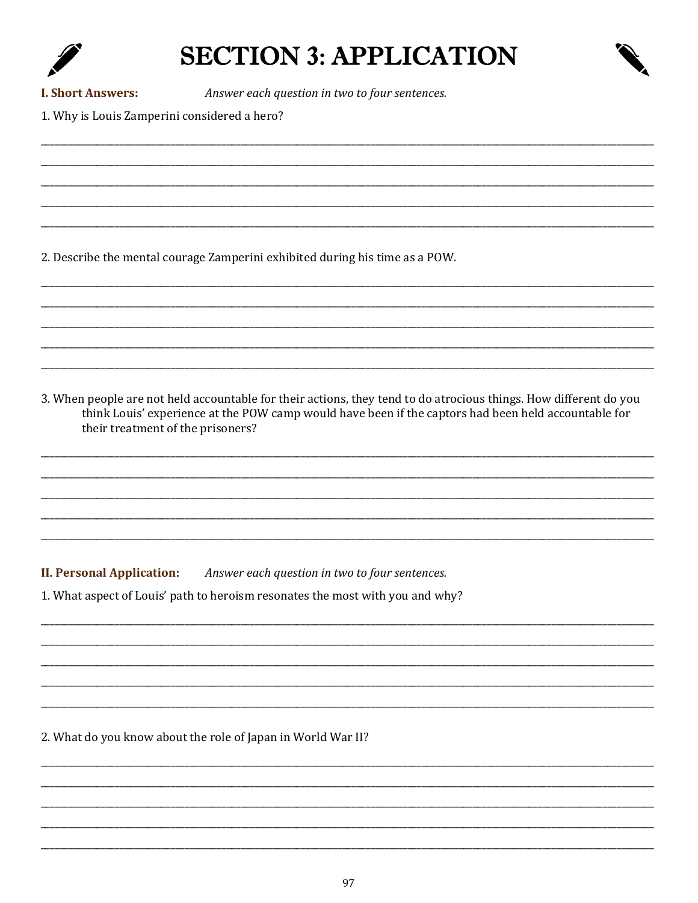# SECTION 3: APPLICATION

**I. Short Answers:** *Answer each question in two to four sentences.*

1. Why is Louis Zamperini considered a hero?

2. Describe the mental courage Zamperini exhibited during his time as a POW.

3. When people are not held accountable for their actions, they tend to do atrocious things. How different do you think Louis' experience at the POW camp would have been if the captors had been held accountable for their treatment of the prisoners?

**II. Personal Application:** *Answer each question in two to four sentences.*

1. What aspect of Louis' path to heroism resonates the most with you and why?

2. What do you know about the role of Japan in World War II?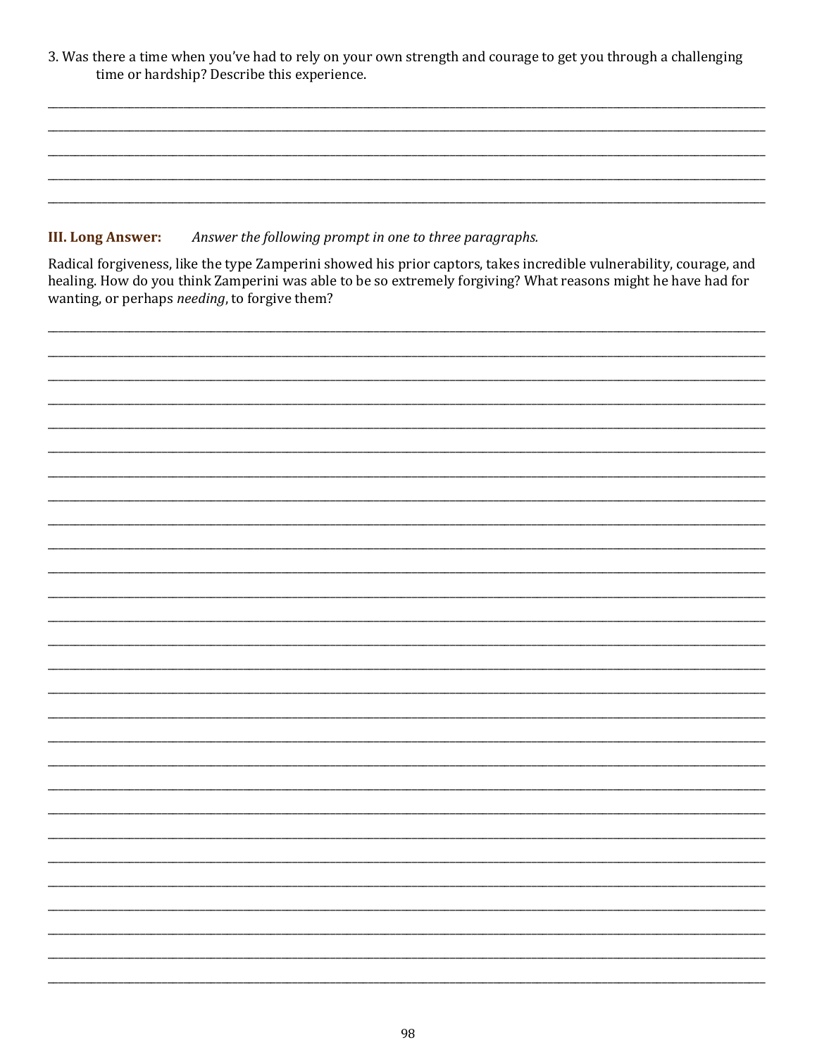3. Was there a time when you've had to rely on your own strength and courage to get you through a challenging time or hardship? Describe this experience.

______________________________________________________________________________________________

______________________________________________________________________________________________

______________________________________________________________________________________________

______________________________________________________________________________________________

______________________________________________________________________________________________

**III. Long Answer:** *Answer the following prompt in one to three paragraphs.*

Radical forgiveness, like the type Zamperini showed his prior captors, takes incredible vulnerability, courage, and healing. How do you think Zamperini was able to be so extremely forgiving? What reasons might he have had for wanting, or perhaps *needing*, to forgive them?

______________________________________________________________________________________________

______________________________________________________________________________________________

______________________________________________________________________________________________

______________________________________________________________________________________________

______________________________________________________________________________________________

______________________________________________________________________________________________

______________________________________________________________________________________________

______________________________________________________________________________________________

______________________________________________________________________________________________

______________________________________________________________________________________________

______________________________________________________________________________________________

______________________________________________________________________________________________

______________________________________________________________________________________________

______________________________________________________________________________________________

______________________________________________________________________________________________

______________________________________________________________________________________________

______________________________________________________________________________________________

______________________________________________________________________________________________

______________________________________________________________________________________________

______________________________________________________________________________________________

______________________________________________________________________________________________

______________________________________________________________________________________________

______________________________________________________________________________________________

______________________________________________________________________________________________

______________________________________________________________________________________________

______________________________________________________________________________________________

______________________________________________________________________________________________

______________________________________________________________________________________________